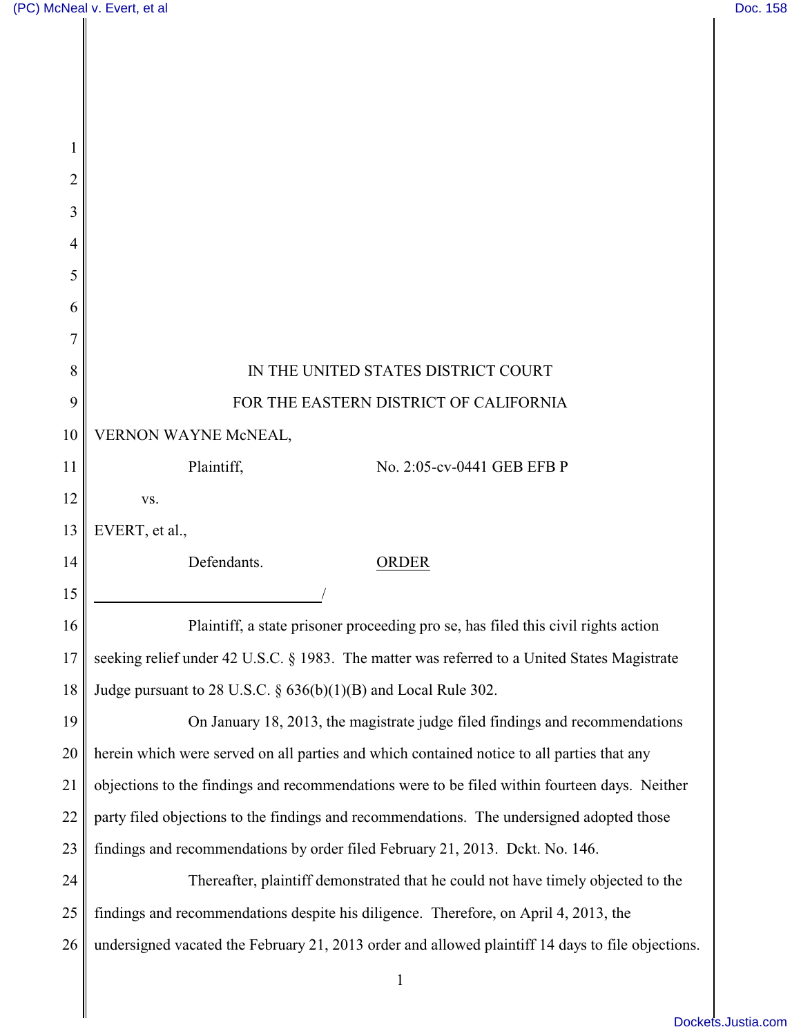IN THE UNITED STATES DISTRICT COURT

FOR THE EASTERN DISTRICT OF CALIFORNIA

VERNON WAYNE McNEAL,

Plaintiff,

No. 2:05-cv-0441 GEB EFB P

vs.

EVERT, et al.,

Defendants.

ORDER

/

Plaintiff, a state prisoner proceeding pro se, has filed this civil rights action seeking relief under 42 U.S.C. § 1983. The matter was referred to a United States Magistrate Judge pursuant to 28 U.S.C. § 636(b)(1)(B) and Local Rule 302.

On January 18, 2013, the magistrate judge filed findings and recommendations herein which were served on all parties and which contained notice to all parties that any objections to the findings and recommendations were to be filed within fourteen days. Neither party filed objections to the findings and recommendations. The undersigned adopted those findings and recommendations by order filed February 21, 2013. Dckt. No. 146.

Thereafter, plaintiff demonstrated that he could not have timely objected to the findings and recommendations despite his diligence. Therefore, on April 4, 2013, the undersigned vacated the February 21, 2013 order and allowed plaintiff 14 days to file objections.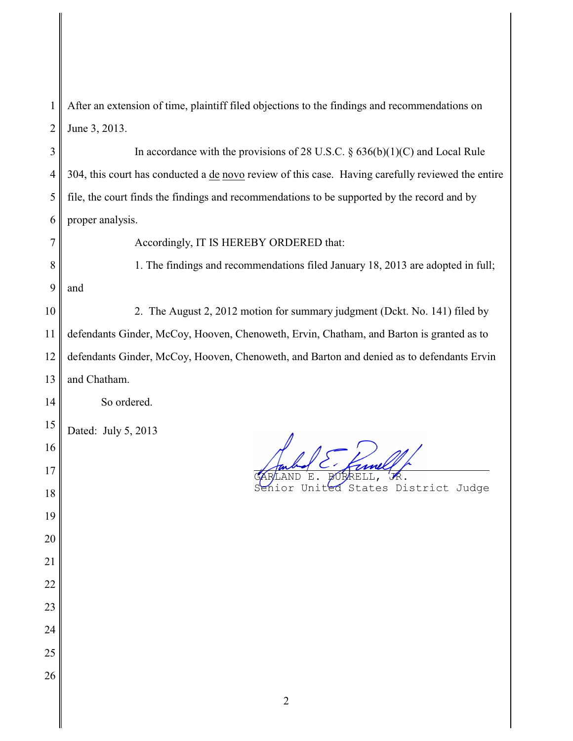After an extension of time, plaintiff filed objections to the findings and recommendations on June 3, 2013.

In accordance with the provisions of 28 U.S.C. § 636(b)(1)(C) and Local Rule 304, this court has conducted a de novo review of this case. Having carefully reviewed the entire file, the court finds the findings and recommendations to be supported by the record and by proper analysis.

Accordingly, IT IS HEREBY ORDERED that:

1. The findings and recommendations filed January 18, 2013 are adopted in full; and

2. The August 2, 2012 motion for summary judgment (Dckt. No. 141) filed by defendants Ginder, McCoy, Hooven, Chenoweth, Ervin, Chatham, and Barton is granted as to defendants Ginder, McCoy, Hooven, Chenoweth, and Barton and denied as to defendants Ervin and Chatham.

So ordered.

Dated: July 5, 2013

GARLAND E. BURRELL, JR.
Senior United States District Judge